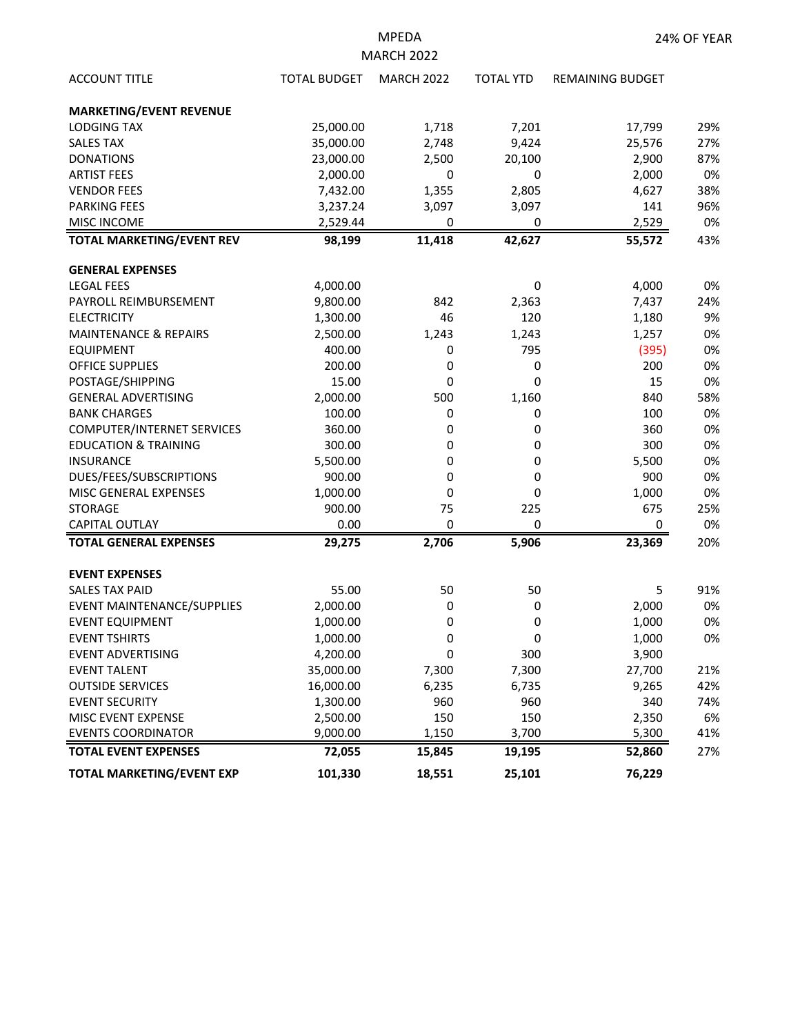MPEDA

MARCH 2022

24% OF YEAR

| ACCOUNT TITLE | TOTAL BUDGET | MARCH 2022 | TOTAL YTD | REMAINING BUDGET | |
|---|---|---|---|---|---|
| **MARKETING/EVENT REVENUE** | | | | | |
| LODGING TAX | 25,000.00 | 1,718 | 7,201 | 17,799 | 29% |
| SALES TAX | 35,000.00 | 2,748 | 9,424 | 25,576 | 27% |
| DONATIONS | 23,000.00 | 2,500 | 20,100 | 2,900 | 87% |
| ARTIST FEES | 2,000.00 | 0 | 0 | 2,000 | 0% |
| VENDOR FEES | 7,432.00 | 1,355 | 2,805 | 4,627 | 38% |
| PARKING FEES | 3,237.24 | 3,097 | 3,097 | 141 | 96% |
| MISC INCOME | 2,529.44 | 0 | 0 | 2,529 | 0% |
| **TOTAL MARKETING/EVENT REV** | **98,199** | **11,418** | **42,627** | **55,572** | 43% |
| **GENERAL EXPENSES** | | | | | |
| LEGAL FEES | 4,000.00 | | 0 | 4,000 | 0% |
| PAYROLL REIMBURSEMENT | 9,800.00 | 842 | 2,363 | 7,437 | 24% |
| ELECTRICITY | 1,300.00 | 46 | 120 | 1,180 | 9% |
| MAINTENANCE & REPAIRS | 2,500.00 | 1,243 | 1,243 | 1,257 | 0% |
| EQUIPMENT | 400.00 | 0 | 795 | (395) | 0% |
| OFFICE SUPPLIES | 200.00 | 0 | 0 | 200 | 0% |
| POSTAGE/SHIPPING | 15.00 | 0 | 0 | 15 | 0% |
| GENERAL ADVERTISING | 2,000.00 | 500 | 1,160 | 840 | 58% |
| BANK CHARGES | 100.00 | 0 | 0 | 100 | 0% |
| COMPUTER/INTERNET SERVICES | 360.00 | 0 | 0 | 360 | 0% |
| EDUCATION & TRAINING | 300.00 | 0 | 0 | 300 | 0% |
| INSURANCE | 5,500.00 | 0 | 0 | 5,500 | 0% |
| DUES/FEES/SUBSCRIPTIONS | 900.00 | 0 | 0 | 900 | 0% |
| MISC GENERAL EXPENSES | 1,000.00 | 0 | 0 | 1,000 | 0% |
| STORAGE | 900.00 | 75 | 225 | 675 | 25% |
| CAPITAL OUTLAY | 0.00 | 0 | 0 | 0 | 0% |
| **TOTAL GENERAL EXPENSES** | **29,275** | **2,706** | **5,906** | **23,369** | 20% |
| **EVENT EXPENSES** | | | | | |
| SALES TAX PAID | 55.00 | 50 | 50 | 5 | 91% |
| EVENT MAINTENANCE/SUPPLIES | 2,000.00 | 0 | 0 | 2,000 | 0% |
| EVENT EQUIPMENT | 1,000.00 | 0 | 0 | 1,000 | 0% |
| EVENT TSHIRTS | 1,000.00 | 0 | 0 | 1,000 | 0% |
| EVENT ADVERTISING | 4,200.00 | 0 | 300 | 3,900 | |
| EVENT TALENT | 35,000.00 | 7,300 | 7,300 | 27,700 | 21% |
| OUTSIDE SERVICES | 16,000.00 | 6,235 | 6,735 | 9,265 | 42% |
| EVENT SECURITY | 1,300.00 | 960 | 960 | 340 | 74% |
| MISC EVENT EXPENSE | 2,500.00 | 150 | 150 | 2,350 | 6% |
| EVENTS COORDINATOR | 9,000.00 | 1,150 | 3,700 | 5,300 | 41% |
| **TOTAL EVENT EXPENSES** | **72,055** | **15,845** | **19,195** | **52,860** | 27% |
| **TOTAL MARKETING/EVENT EXP** | **101,330** | **18,551** | **25,101** | **76,229** | |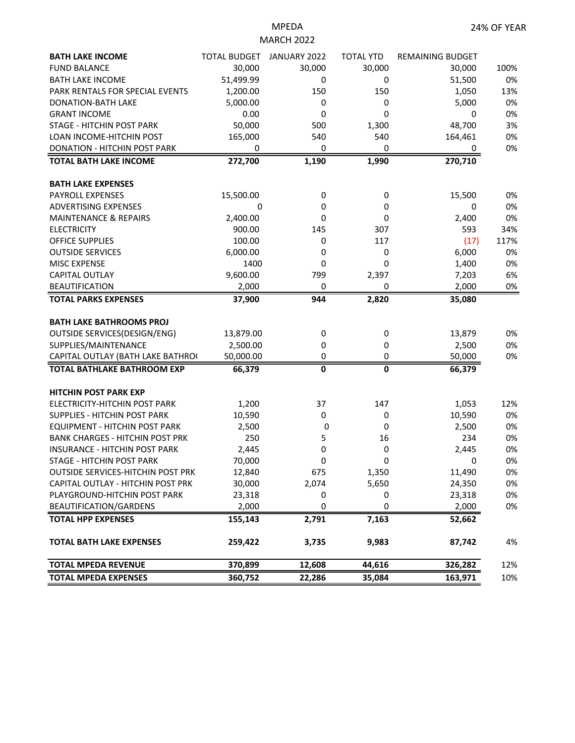MPEDA

MARCH 2022

24% OF YEAR

| BATH LAKE INCOME | TOTAL BUDGET | JANUARY 2022 | TOTAL YTD | REMAINING BUDGET | |
|---|---|---|---|---|---|
| FUND BALANCE | 30,000 | 30,000 | 30,000 | 30,000 | 100% |
| BATH LAKE INCOME | 51,499.99 | 0 | 0 | 51,500 | 0% |
| PARK RENTALS FOR SPECIAL EVENTS | 1,200.00 | 150 | 150 | 1,050 | 13% |
| DONATION-BATH LAKE | 5,000.00 | 0 | 0 | 5,000 | 0% |
| GRANT INCOME | 0.00 | 0 | 0 | 0 | 0% |
| STAGE - HITCHIN POST PARK | 50,000 | 500 | 1,300 | 48,700 | 3% |
| LOAN INCOME-HITCHIN POST | 165,000 | 540 | 540 | 164,461 | 0% |
| DONATION - HITCHIN POST PARK | 0 | 0 | 0 | 0 | 0% |
| **TOTAL BATH LAKE INCOME** | **272,700** | **1,190** | **1,990** | **270,710** | |
| | | | | | |
| **BATH LAKE EXPENSES** | | | | | |
| PAYROLL EXPENSES | 15,500.00 | 0 | 0 | 15,500 | 0% |
| ADVERTISING EXPENSES | 0 | 0 | 0 | 0 | 0% |
| MAINTENANCE & REPAIRS | 2,400.00 | 0 | 0 | 2,400 | 0% |
| ELECTRICITY | 900.00 | 145 | 307 | 593 | 34% |
| OFFICE SUPPLIES | 100.00 | 0 | 117 | (17) | 117% |
| OUTSIDE SERVICES | 6,000.00 | 0 | 0 | 6,000 | 0% |
| MISC EXPENSE | 1400 | 0 | 0 | 1,400 | 0% |
| CAPITAL OUTLAY | 9,600.00 | 799 | 2,397 | 7,203 | 6% |
| BEAUTIFICATION | 2,000 | 0 | 0 | 2,000 | 0% |
| **TOTAL PARKS EXPENSES** | **37,900** | **944** | **2,820** | **35,080** | |
| | | | | | |
| **BATH LAKE BATHROOMS PROJ** | | | | | |
| OUTSIDE SERVICES(DESIGN/ENG) | 13,879.00 | 0 | 0 | 13,879 | 0% |
| SUPPLIES/MAINTENANCE | 2,500.00 | 0 | 0 | 2,500 | 0% |
| CAPITAL OUTLAY (BATH LAKE BATHRO( | 50,000.00 | 0 | 0 | 50,000 | 0% |
| **TOTAL BATHLAKE BATHROOM EXP** | **66,379** | **0** | **0** | **66,379** | |
| | | | | | |
| **HITCHIN POST PARK EXP** | | | | | |
| ELECTRICITY-HITCHIN POST PARK | 1,200 | 37 | 147 | 1,053 | 12% |
| SUPPLIES - HITCHIN POST PARK | 10,590 | 0 | 0 | 10,590 | 0% |
| EQUIPMENT - HITCHIN POST PARK | 2,500 | 0 | 0 | 2,500 | 0% |
| BANK CHARGES - HITCHIN POST PRK | 250 | 5 | 16 | 234 | 0% |
| INSURANCE - HITCHIN POST PARK | 2,445 | 0 | 0 | 2,445 | 0% |
| STAGE - HITCHIN POST PARK | 70,000 | 0 | 0 | 0 | 0% |
| OUTSIDE SERVICES-HITCHIN POST PRK | 12,840 | 675 | 1,350 | 11,490 | 0% |
| CAPITAL OUTLAY - HITCHIN POST PRK | 30,000 | 2,074 | 5,650 | 24,350 | 0% |
| PLAYGROUND-HITCHIN POST PARK | 23,318 | 0 | 0 | 23,318 | 0% |
| BEAUTIFICATION/GARDENS | 2,000 | 0 | 0 | 2,000 | 0% |
| **TOTAL HPP EXPENSES** | **155,143** | **2,791** | **7,163** | **52,662** | |
| | | | | | |
| **TOTAL BATH LAKE EXPENSES** | **259,422** | **3,735** | **9,983** | **87,742** | 4% |
| | | | | | |
| **TOTAL MPEDA REVENUE** | **370,899** | **12,608** | **44,616** | **326,282** | 12% |
| **TOTAL MPEDA EXPENSES** | **360,752** | **22,286** | **35,084** | **163,971** | 10% |